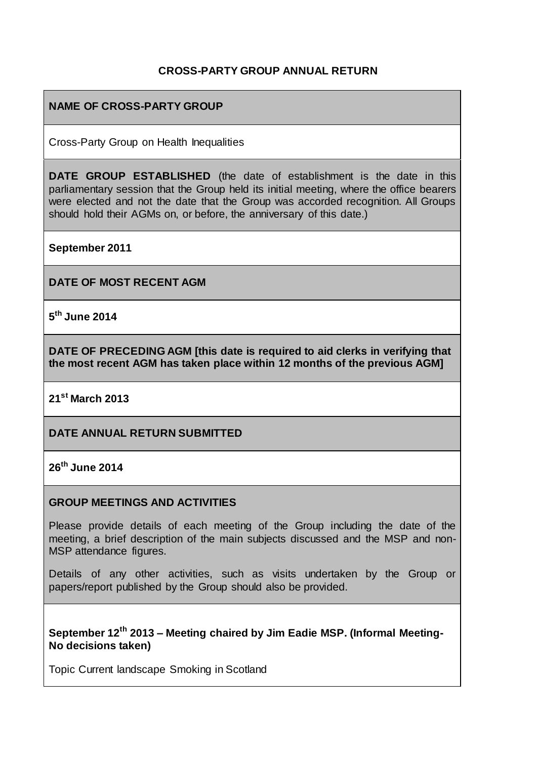**CROSS-PARTY GROUP ANNUAL RETURN**

**NAME OF CROSS-PARTY GROUP**

Cross-Party Group on Health Inequalities

**DATE GROUP ESTABLISHED** (the date of establishment is the date in this parliamentary session that the Group held its initial meeting, where the office bearers were elected and not the date that the Group was accorded recognition. All Groups should hold their AGMs on, or before, the anniversary of this date.)

**September 2011**

**DATE OF MOST RECENT AGM**

**5th June 2014**

**DATE OF PRECEDING AGM [this date is required to aid clerks in verifying that the most recent AGM has taken place within 12 months of the previous AGM]**

**21st March 2013**

**DATE ANNUAL RETURN SUBMITTED**

**26th June 2014**

**GROUP MEETINGS AND ACTIVITIES**

Please provide details of each meeting of the Group including the date of the meeting, a brief description of the main subjects discussed and the MSP and non-MSP attendance figures.

Details of any other activities, such as visits undertaken by the Group or papers/report published by the Group should also be provided.

**September 12th 2013 – Meeting chaired by Jim Eadie MSP. (Informal Meeting- No decisions taken)**

Topic Current landscape Smoking in Scotland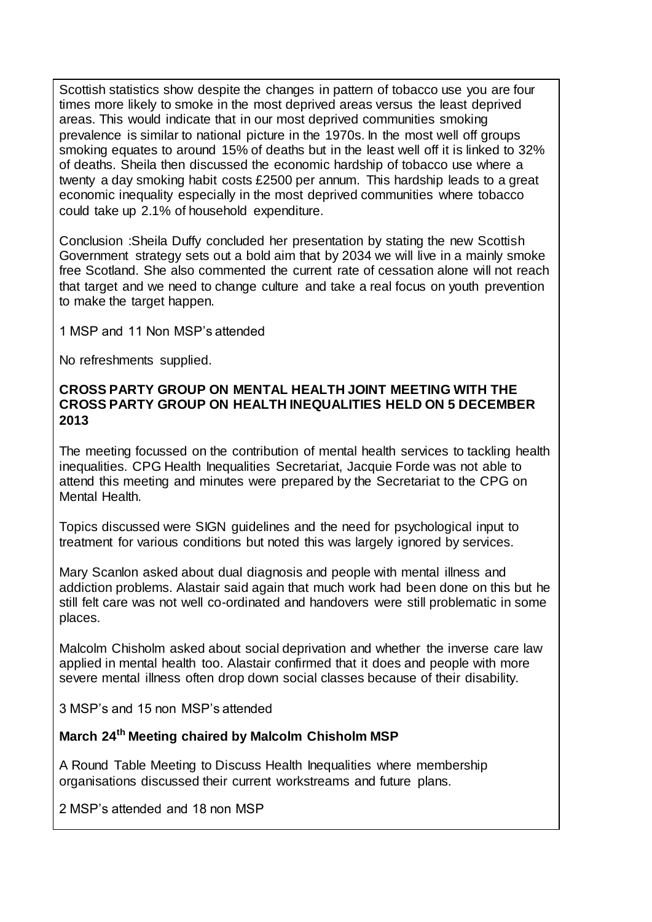Scottish statistics show despite the changes in pattern of tobacco use you are four times more likely to smoke in the most deprived areas versus the least deprived areas. This would indicate that in our most deprived communities smoking prevalence is similar to national picture in the 1970s. In the most well off groups smoking equates to around 15% of deaths but in the least well off it is linked to 32% of deaths. Sheila then discussed the economic hardship of tobacco use where a twenty a day smoking habit costs £2500 per annum. This hardship leads to a great economic inequality especially in the most deprived communities where tobacco could take up 2.1% of household expenditure.

Conclusion :Sheila Duffy concluded her presentation by stating the new Scottish Government strategy sets out a bold aim that by 2034 we will live in a mainly smoke free Scotland. She also commented the current rate of cessation alone will not reach that target and we need to change culture and take a real focus on youth prevention to make the target happen.

1 MSP and 11 Non MSP's attended

No refreshments supplied.

**CROSS PARTY GROUP ON MENTAL HEALTH JOINT MEETING WITH THE CROSS PARTY GROUP ON HEALTH INEQUALITIES HELD ON 5 DECEMBER 2013**

The meeting focussed on the contribution of mental health services to tackling health inequalities. CPG Health Inequalities Secretariat, Jacquie Forde was not able to attend this meeting and minutes were prepared by the Secretariat to the CPG on Mental Health.

Topics discussed were SIGN guidelines and the need for psychological input to treatment for various conditions but noted this was largely ignored by services.

Mary Scanlon asked about dual diagnosis and people with mental illness and addiction problems. Alastair said again that much work had been done on this but he still felt care was not well co-ordinated and handovers were still problematic in some places.

Malcolm Chisholm asked about social deprivation and whether the inverse care law applied in mental health too. Alastair confirmed that it does and people with more severe mental illness often drop down social classes because of their disability.

3 MSP's and 15 non MSP's attended

**March 24th Meeting chaired by Malcolm Chisholm MSP**

A Round Table Meeting to Discuss Health Inequalities where membership organisations discussed their current workstreams and future plans.

2 MSP's attended and 18 non MSP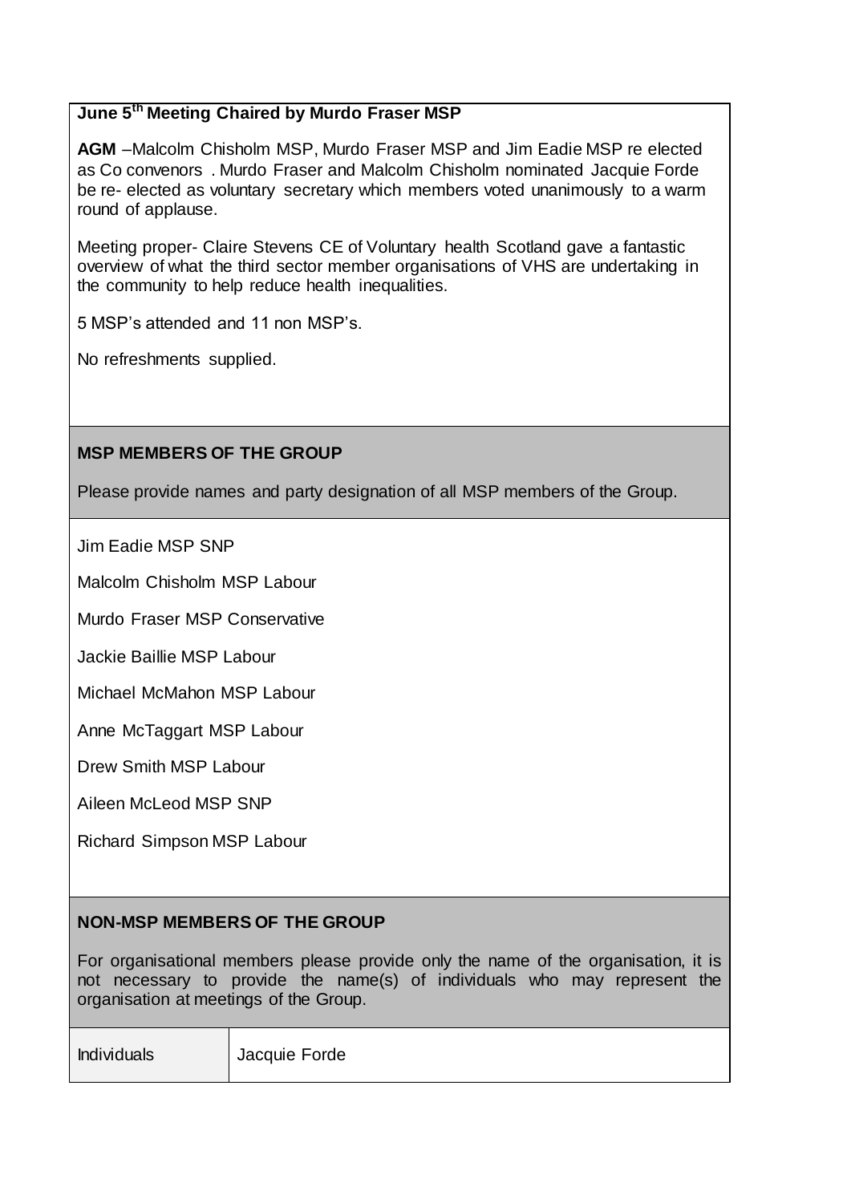**June 5th Meeting Chaired by Murdo Fraser MSP**

**AGM** –Malcolm Chisholm MSP, Murdo Fraser MSP and Jim Eadie MSP re elected as Co convenors . Murdo Fraser and Malcolm Chisholm nominated Jacquie Forde be re- elected as voluntary secretary which members voted unanimously to a warm round of applause.

Meeting proper- Claire Stevens CE of Voluntary health Scotland gave a fantastic overview of what the third sector member organisations of VHS are undertaking in the community to help reduce health inequalities.

5 MSP's attended and 11 non MSP's.

No refreshments supplied.

**MSP MEMBERS OF THE GROUP**

Please provide names and party designation of all MSP members of the Group.

Jim Eadie MSP SNP

Malcolm Chisholm MSP Labour

Murdo Fraser MSP Conservative

Jackie Baillie MSP Labour

Michael McMahon MSP Labour

Anne McTaggart MSP Labour

Drew Smith MSP Labour

Aileen McLeod MSP SNP

Richard Simpson MSP Labour

**NON-MSP MEMBERS OF THE GROUP**

For organisational members please provide only the name of the organisation, it is not necessary to provide the name(s) of individuals who may represent the organisation at meetings of the Group.

| Individuals | Jacquie Forde |
|---|---|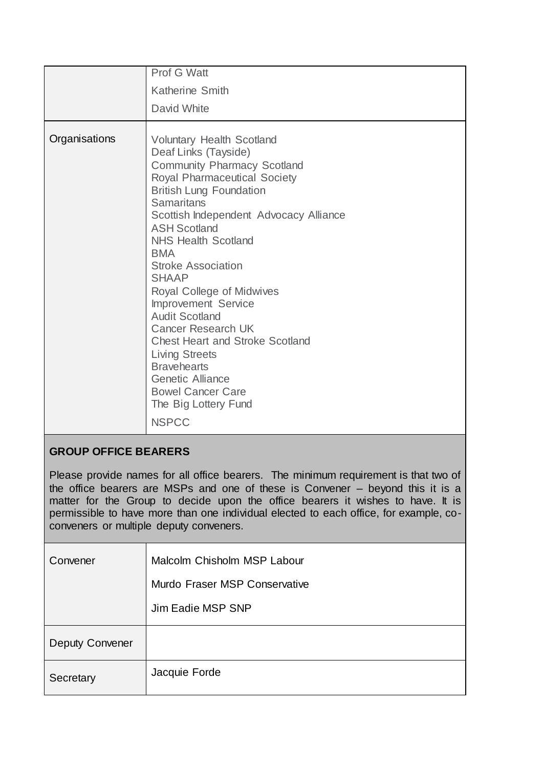|  |  |
|---|---|
|  | Prof G Watt<br>Katherine Smith<br>David White |
| Organisations | Voluntary Health Scotland<br>Deaf Links (Tayside)<br>Community Pharmacy Scotland<br>Royal Pharmaceutical Society<br>British Lung Foundation<br>Samaritans<br>Scottish Independent Advocacy Alliance<br>ASH Scotland<br>NHS Health Scotland<br>BMA<br>Stroke Association<br>SHAAP<br>Royal College of Midwives<br>Improvement Service<br>Audit Scotland<br>Cancer Research UK<br>Chest Heart and Stroke Scotland<br>Living Streets<br>Bravehearts<br>Genetic Alliance<br>Bowel Cancer Care<br>The Big Lottery Fund<br>NSPCC |

**GROUP OFFICE BEARERS**

Please provide names for all office bearers. The minimum requirement is that two of the office bearers are MSPs and one of these is Convener – beyond this it is a matter for the Group to decide upon the office bearers it wishes to have. It is permissible to have more than one individual elected to each office, for example, co-conveners or multiple deputy conveners.

|  |  |
|---|---|
| Convener | Malcolm Chisholm MSP Labour<br>Murdo Fraser MSP Conservative<br>Jim Eadie MSP SNP |
| Deputy Convener |  |
| Secretary | Jacquie Forde |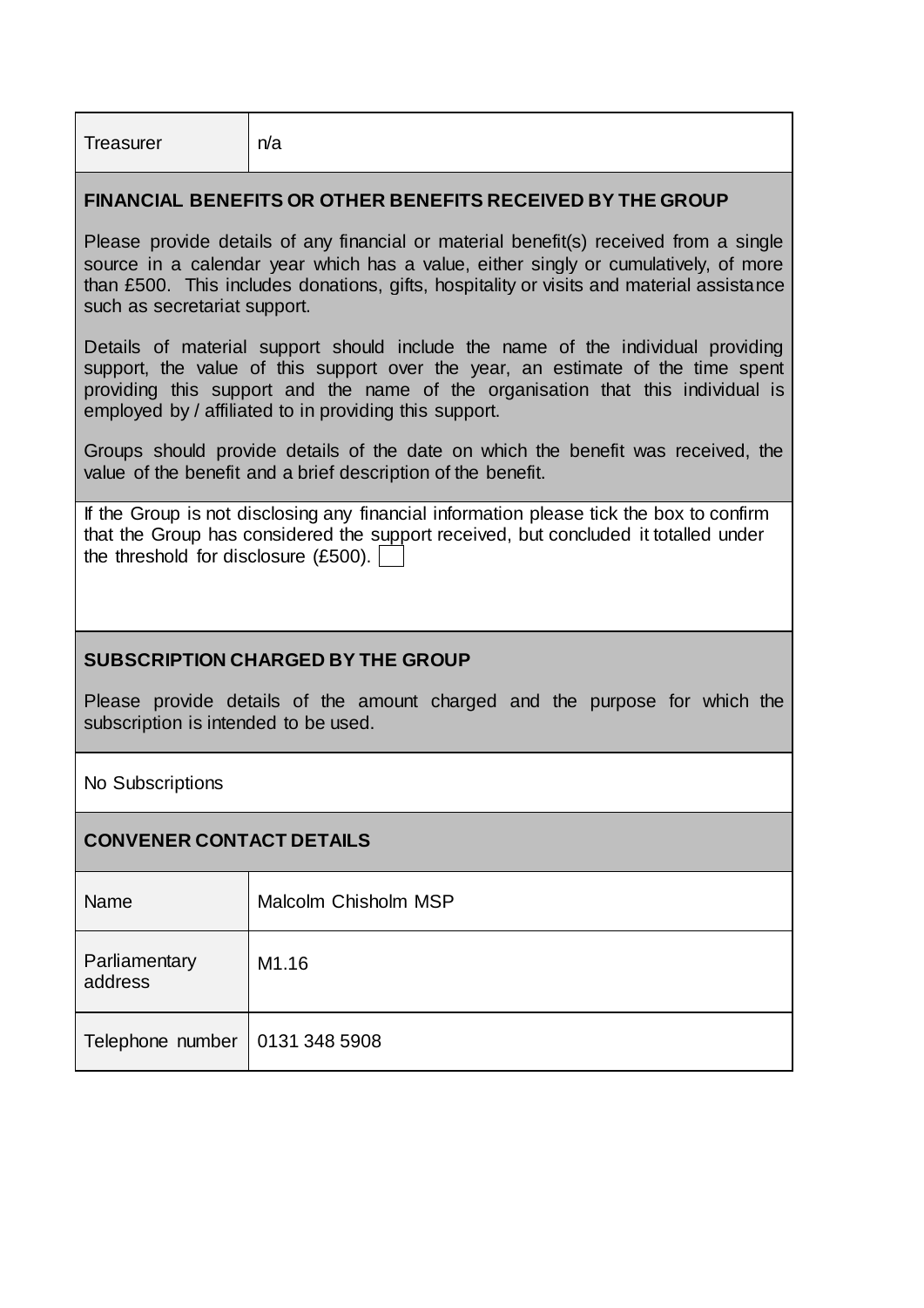| | |
|---|---|
| Treasurer | n/a |

**FINANCIAL BENEFITS OR OTHER BENEFITS RECEIVED BY THE GROUP**

Please provide details of any financial or material benefit(s) received from a single source in a calendar year which has a value, either singly or cumulatively, of more than £500. This includes donations, gifts, hospitality or visits and material assistance such as secretariat support.

Details of material support should include the name of the individual providing support, the value of this support over the year, an estimate of the time spent providing this support and the name of the organisation that this individual is employed by / affiliated to in providing this support.

Groups should provide details of the date on which the benefit was received, the value of the benefit and a brief description of the benefit.

If the Group is not disclosing any financial information please tick the box to confirm that the Group has considered the support received, but concluded it totalled under the threshold for disclosure (£500). ☐

**SUBSCRIPTION CHARGED BY THE GROUP**

Please provide details of the amount charged and the purpose for which the subscription is intended to be used.

No Subscriptions

**CONVENER CONTACT DETAILS**

| | |
|---|---|
| Name | Malcolm Chisholm MSP |
| Parliamentary address | M1.16 |
| Telephone number | 0131 348 5908 |